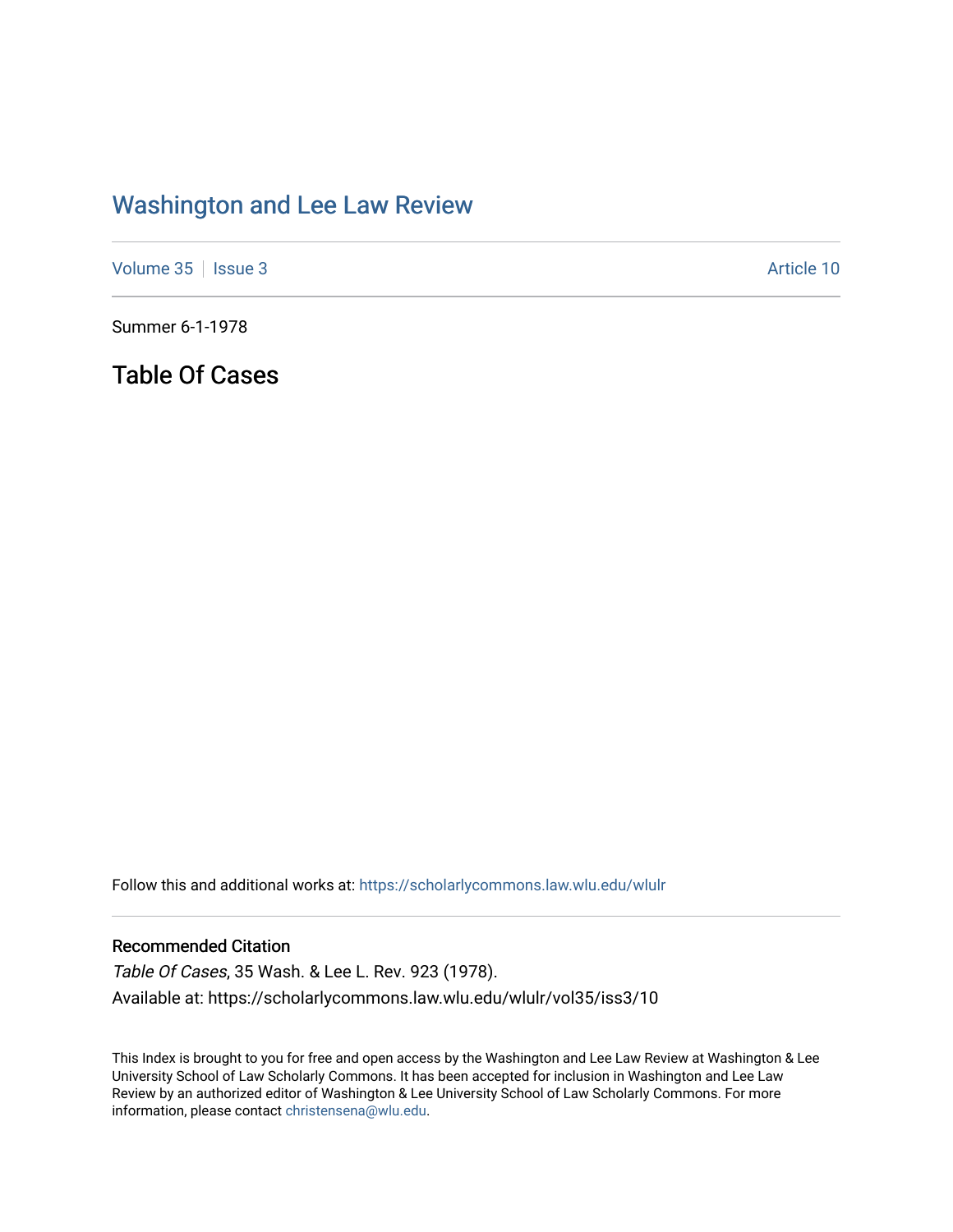# Washington and Lee Law Review

Volume 35 | Issue 3 | Article 10

Summer 6-1-1978

## Table Of Cases

Follow this and additional works at: https://scholarlycommons.law.wlu.edu/wlulr

### Recommended Citation

*Table Of Cases*, 35 Wash. & Lee L. Rev. 923 (1978).

Available at: https://scholarlycommons.law.wlu.edu/wlulr/vol35/iss3/10

This Index is brought to you for free and open access by the Washington and Lee Law Review at Washington & Lee University School of Law Scholarly Commons. It has been accepted for inclusion in Washington and Lee Law Review by an authorized editor of Washington & Lee University School of Law Scholarly Commons. For more information, please contact christensena@wlu.edu.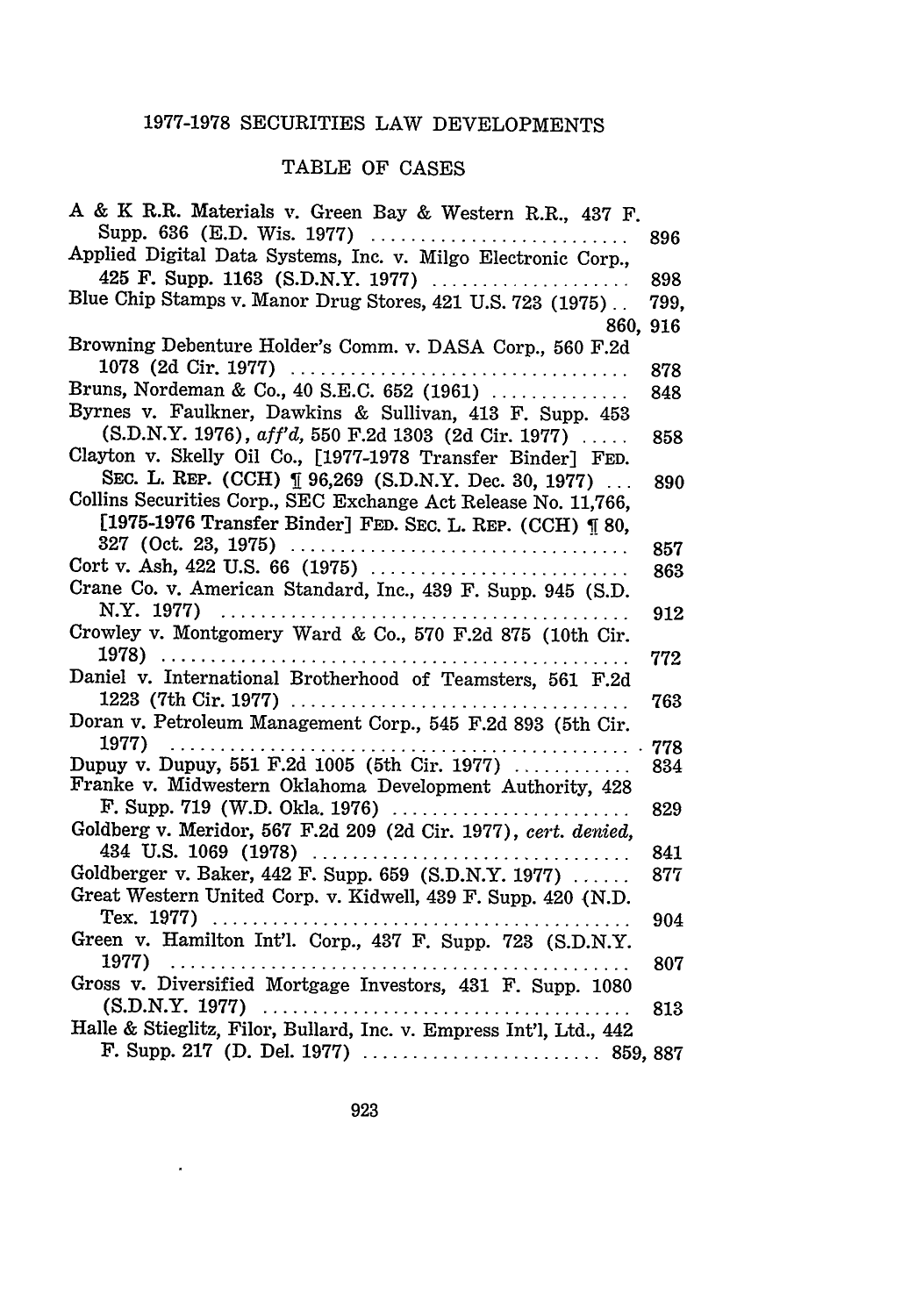## 1977-1978 SECURITIES LAW DEVELOPMENTS

### TABLE OF CASES

A & K R.R. Materials v. Green Bay & Western R.R., 437 F. Supp. 636 (E.D. Wis. 1977) .......... 896

Applied Digital Data Systems, Inc. v. Milgo Electronic Corp., 425 F. Supp. 1163 (S.D.N.Y. 1977) .......... 898

Blue Chip Stamps v. Manor Drug Stores, 421 U.S. 723 (1975) .. 799, 860, 916

Browning Debenture Holder's Comm. v. DASA Corp., 560 F.2d 1078 (2d Cir. 1977) .......... 878

Bruns, Nordeman & Co., 40 S.E.C. 652 (1961) .......... 848

Byrnes v. Faulkner, Dawkins & Sullivan, 413 F. Supp. 453 (S.D.N.Y. 1976), *aff'd*, 550 F.2d 1303 (2d Cir. 1977) .......... 858

Clayton v. Skelly Oil Co., [1977-1978 Transfer Binder] FED. SEC. L. REP. (CCH) ¶ 96,269 (S.D.N.Y. Dec. 30, 1977) .......... 890

Collins Securities Corp., SEC Exchange Act Release No. 11,766, [1975-1976 Transfer Binder] FED. SEC. L. REP. (CCH) ¶ 80, 327 (Oct. 23, 1975) .......... 857

Cort v. Ash, 422 U.S. 66 (1975) .......... 863

Crane Co. v. American Standard, Inc., 439 F. Supp. 945 (S.D. N.Y. 1977) .......... 912

Crowley v. Montgomery Ward & Co., 570 F.2d 875 (10th Cir. 1978) .......... 772

Daniel v. International Brotherhood of Teamsters, 561 F.2d 1223 (7th Cir. 1977) .......... 763

Doran v. Petroleum Management Corp., 545 F.2d 893 (5th Cir. 1977) .......... 778

Dupuy v. Dupuy, 551 F.2d 1005 (5th Cir. 1977) .......... 834

Franke v. Midwestern Oklahoma Development Authority, 428 F. Supp. 719 (W.D. Okla. 1976) .......... 829

Goldberg v. Meridor, 567 F.2d 209 (2d Cir. 1977), *cert. denied*, 434 U.S. 1069 (1978) .......... 841

Goldberger v. Baker, 442 F. Supp. 659 (S.D.N.Y. 1977) .......... 877

Great Western United Corp. v. Kidwell, 439 F. Supp. 420 (N.D. Tex. 1977) .......... 904

Green v. Hamilton Int'l. Corp., 437 F. Supp. 723 (S.D.N.Y. 1977) .......... 807

Gross v. Diversified Mortgage Investors, 431 F. Supp. 1080 (S.D.N.Y. 1977) .......... 813

Halle & Stieglitz, Filor, Bullard, Inc. v. Empress Int'l, Ltd., 442 F. Supp. 217 (D. Del. 1977) .......... 859, 887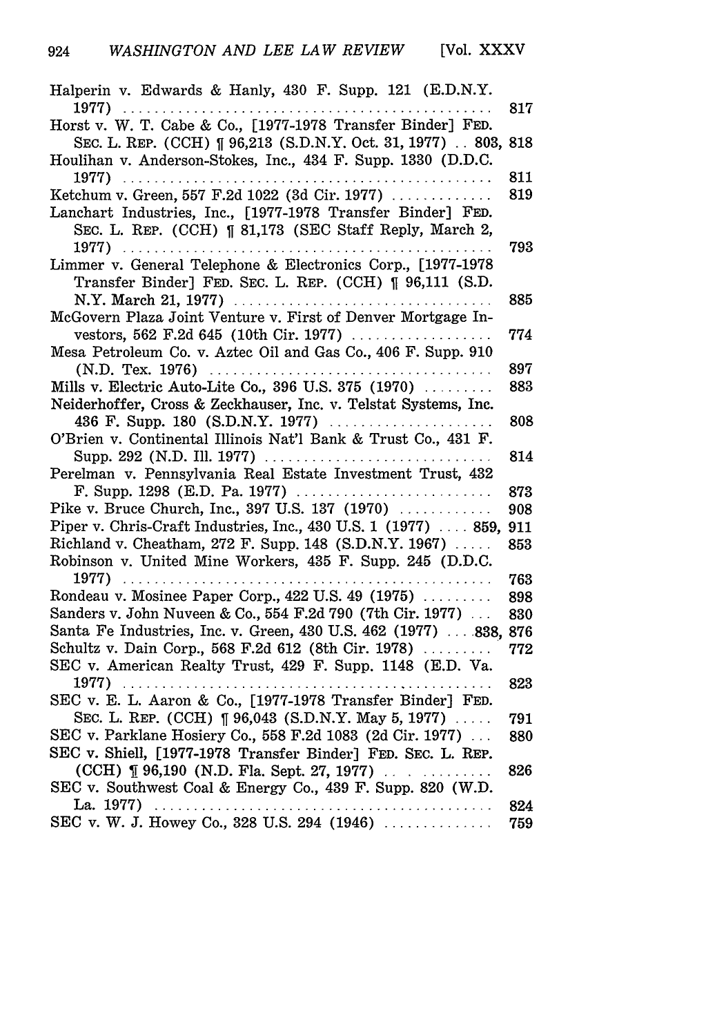Halperin v. Edwards & Hanly, 430 F. Supp. 121 (E.D.N.Y. 1977) .... 817

Horst v. W. T. Cabe & Co., [1977-1978 Transfer Binder] FED. SEC. L. REP. (CCH) ¶ 96,213 (S.D.N.Y. Oct. 31, 1977) .. 803, 818

Houlihan v. Anderson-Stokes, Inc., 434 F. Supp. 1330 (D.D.C. 1977) .... 811

Ketchum v. Green, 557 F.2d 1022 (3d Cir. 1977) .... 819

Lanchart Industries, Inc., [1977-1978 Transfer Binder] FED. SEC. L. REP. (CCH) ¶ 81,173 (SEC Staff Reply, March 2, 1977) .... 793

Limmer v. General Telephone & Electronics Corp., [1977-1978 Transfer Binder] FED. SEC. L. REP. (CCH) ¶ 96,111 (S.D. N.Y. March 21, 1977) .... 885

McGovern Plaza Joint Venture v. First of Denver Mortgage Investors, 562 F.2d 645 (10th Cir. 1977) .... 774

Mesa Petroleum Co. v. Aztec Oil and Gas Co., 406 F. Supp. 910 (N.D. Tex. 1976) .... 897

Mills v. Electric Auto-Lite Co., 396 U.S. 375 (1970) .... 883

Neiderhoffer, Cross & Zeckhauser, Inc. v. Telstat Systems, Inc. 436 F. Supp. 180 (S.D.N.Y. 1977) .... 808

O'Brien v. Continental Illinois Nat'l Bank & Trust Co., 431 F. Supp. 292 (N.D. Ill. 1977) .... 814

Perelman v. Pennsylvania Real Estate Investment Trust, 432 F. Supp. 1298 (E.D. Pa. 1977) .... 873

Pike v. Bruce Church, Inc., 397 U.S. 137 (1970) .... 908

Piper v. Chris-Craft Industries, Inc., 430 U.S. 1 (1977) .... 859, 911

Richland v. Cheatham, 272 F. Supp. 148 (S.D.N.Y. 1967) .... 853

Robinson v. United Mine Workers, 435 F. Supp. 245 (D.D.C. 1977) .... 763

Rondeau v. Mosinee Paper Corp., 422 U.S. 49 (1975) .... 898

Sanders v. John Nuveen & Co., 554 F.2d 790 (7th Cir. 1977) .... 830

Santa Fe Industries, Inc. v. Green, 430 U.S. 462 (1977) .... 838, 876

Schultz v. Dain Corp., 568 F.2d 612 (8th Cir. 1978) .... 772

SEC v. American Realty Trust, 429 F. Supp. 1148 (E.D. Va. 1977) .... 823

SEC v. E. L. Aaron & Co., [1977-1978 Transfer Binder] FED. SEC. L. REP. (CCH) ¶ 96,043 (S.D.N.Y. May 5, 1977) .... 791

SEC v. Parklane Hosiery Co., 558 F.2d 1083 (2d Cir. 1977) .... 880

SEC v. Shiell, [1977-1978 Transfer Binder] FED. SEC. L. REP. (CCH) ¶ 96,190 (N.D. Fla. Sept. 27, 1977) .... 826

SEC v. Southwest Coal & Energy Co., 439 F. Supp. 820 (W.D. La. 1977) .... 824

SEC v. W. J. Howey Co., 328 U.S. 294 (1946) .... 759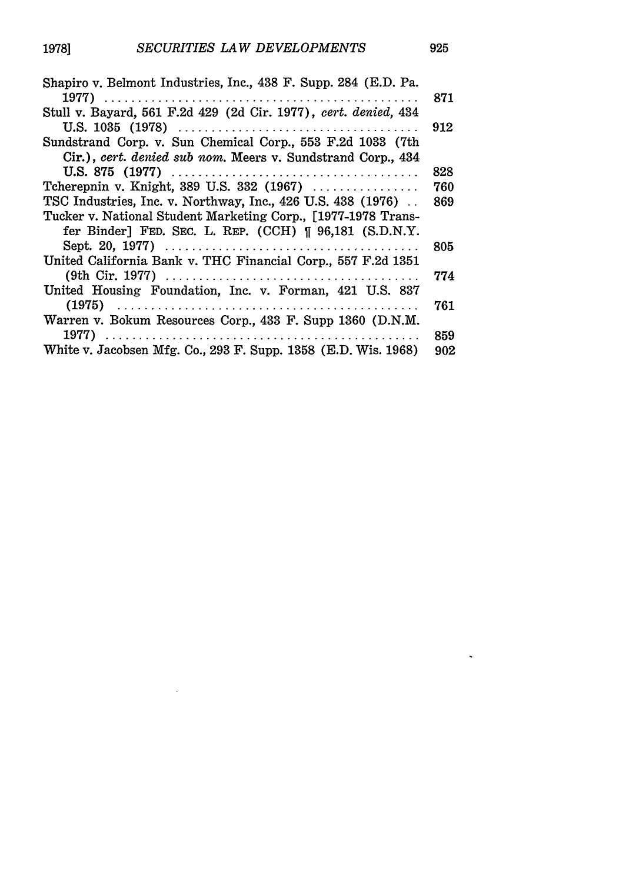Shapiro v. Belmont Industries, Inc., 438 F. Supp. 284 (E.D. Pa. 1977) ........................................ 871

Stull v. Bayard, 561 F.2d 429 (2d Cir. 1977), *cert. denied,* 434 U.S. 1035 (1978) ........................................ 912

Sundstrand Corp. v. Sun Chemical Corp., 553 F.2d 1033 (7th Cir.), *cert. denied sub nom.* Meers v. Sundstrand Corp., 434 U.S. 875 (1977) ........................................ 828

Tcherepnin v. Knight, 389 U.S. 332 (1967) ................ 760

TSC Industries, Inc. v. Northway, Inc., 426 U.S. 438 (1976) .. 869

Tucker v. National Student Marketing Corp., [1977-1978 Transfer Binder] FED. SEC. L. REP. (CCH) ¶ 96,181 (S.D.N.Y. Sept. 20, 1977) ........................................ 805

United California Bank v. THC Financial Corp., 557 F.2d 1351 (9th Cir. 1977) ........................................ 774

United Housing Foundation, Inc. v. Forman, 421 U.S. 837 (1975) ........................................ 761

Warren v. Bokum Resources Corp., 433 F. Supp 1360 (D.N.M. 1977) ........................................ 859

White v. Jacobsen Mfg. Co., 293 F. Supp. 1358 (E.D. Wis. 1968) 902